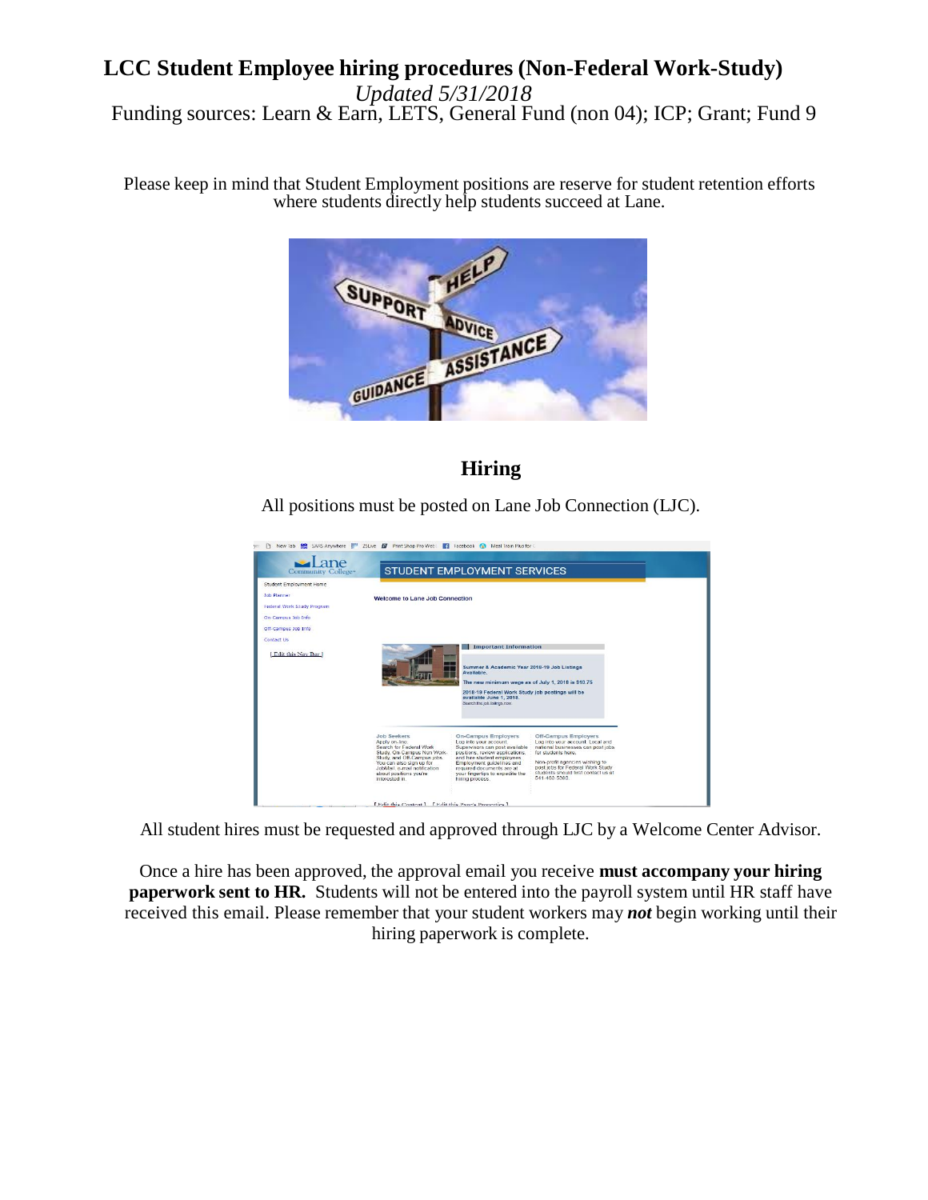# LCC Student Employee hiring procedures (Non-Federal Work-Study)

*Updated 5/31/2018*

Funding sources: Learn & Earn, LETS, General Fund (non 04); ICP; Grant; Fund 9

Please keep in mind that Student Employment positions are reserve for student retention efforts where students directly help students succeed at Lane.

## Hiring

All positions must be posted on Lane Job Connection (LJC).

All student hires must be requested and approved through LJC by a Welcome Center Advisor.

Once a hire has been approved, the approval email you receive **must accompany your hiring paperwork sent to HR.** Students will not be entered into the payroll system until HR staff have received this email. Please remember that your student workers may ***not*** begin working until their hiring paperwork is complete.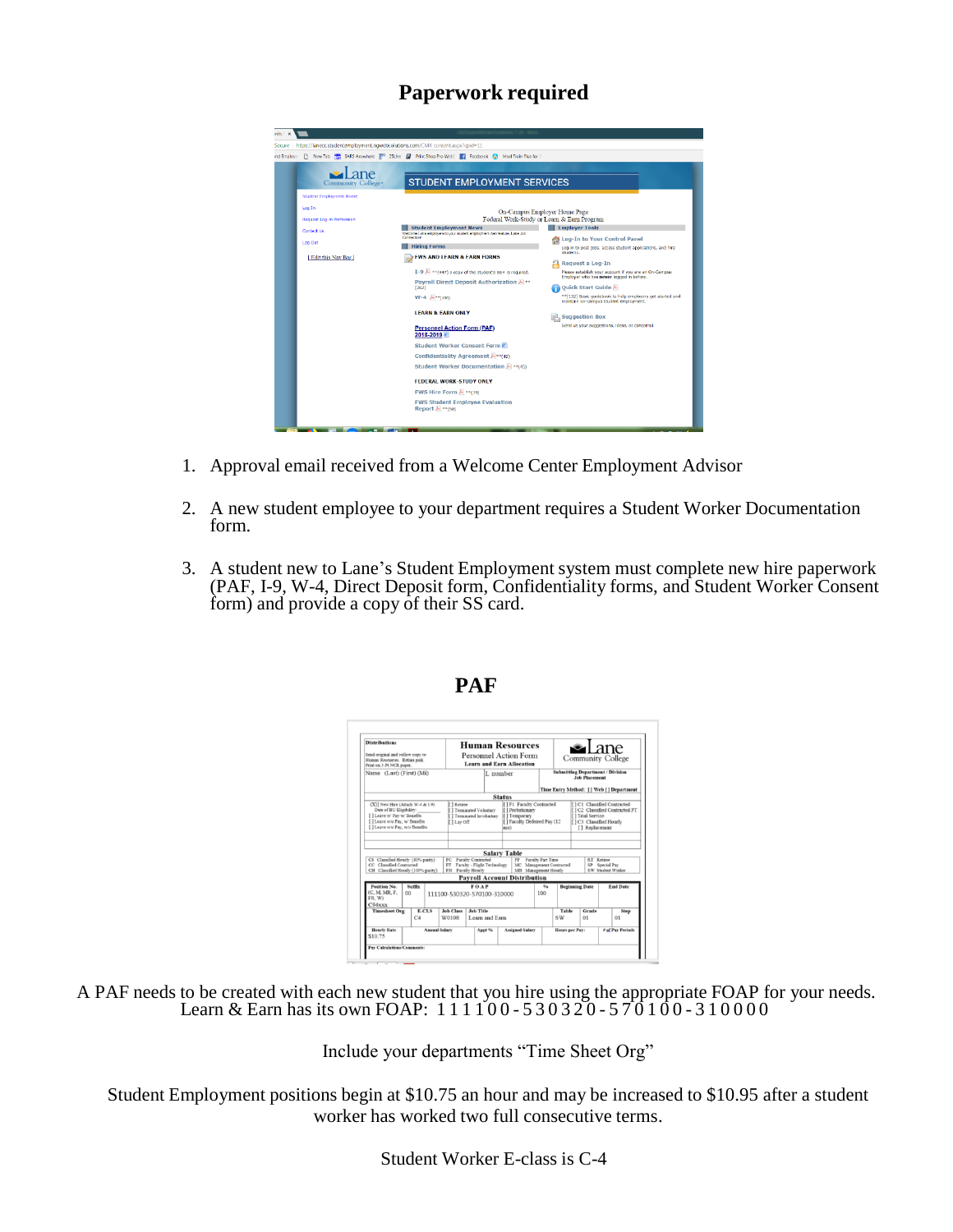# Paperwork required

1. Approval email received from a Welcome Center Employment Advisor

2. A new student employee to your department requires a Student Worker Documentation form.

3. A student new to Lane's Student Employment system must complete new hire paperwork (PAF, I-9, W-4, Direct Deposit form, Confidentiality forms, and Student Worker Consent form) and provide a copy of their SS card.

# PAF

A PAF needs to be created with each new student that you hire using the appropriate FOAP for your needs. Learn & Earn has its own FOAP: 111100-530320-570100-310000

Include your departments "Time Sheet Org"

Student Employment positions begin at $10.75 an hour and may be increased to $10.95 after a student worker has worked two full consecutive terms.

Student Worker E-class is C-4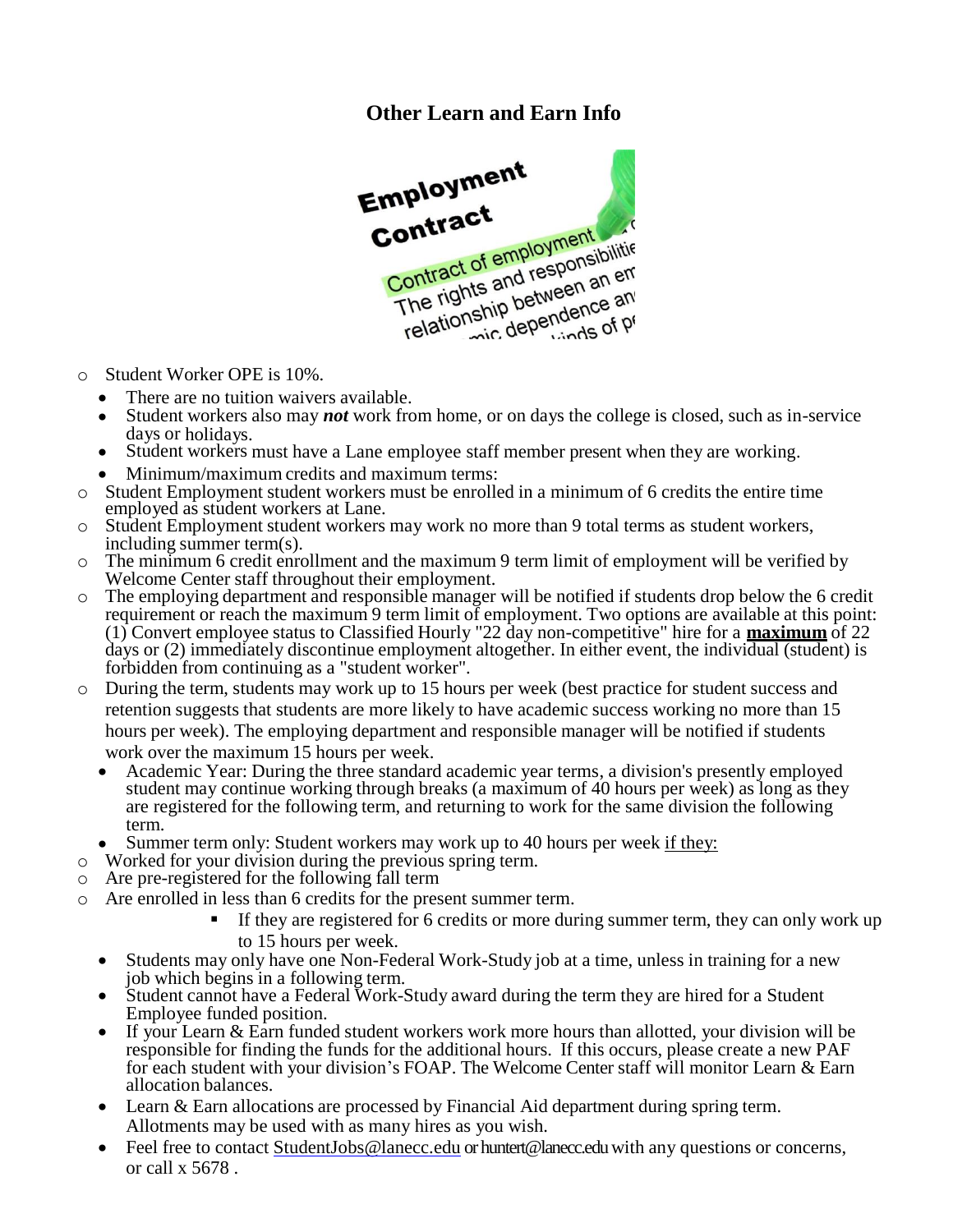## Other Learn and Earn Info

- Student Worker OPE is 10%.
  - There are no tuition waivers available.
  - Student workers also may ***not*** work from home, or on days the college is closed, such as in-service days or holidays.
  - Student workers must have a Lane employee staff member present when they are working.
  - Minimum/maximum credits and maximum terms:
- Student Employment student workers must be enrolled in a minimum of 6 credits the entire time employed as student workers at Lane.
- Student Employment student workers may work no more than 9 total terms as student workers, including summer term(s).
- The minimum 6 credit enrollment and the maximum 9 term limit of employment will be verified by Welcome Center staff throughout their employment.
- The employing department and responsible manager will be notified if students drop below the 6 credit requirement or reach the maximum 9 term limit of employment. Two options are available at this point: (1) Convert employee status to Classified Hourly "22 day non-competitive" hire for a **maximum** of 22 days or (2) immediately discontinue employment altogether. In either event, the individual (student) is forbidden from continuing as a "student worker".
- During the term, students may work up to 15 hours per week (best practice for student success and retention suggests that students are more likely to have academic success working no more than 15 hours per week). The employing department and responsible manager will be notified if students work over the maximum 15 hours per week.
  - Academic Year: During the three standard academic year terms, a division's presently employed student may continue working through breaks (a maximum of 40 hours per week) as long as they are registered for the following term, and returning to work for the same division the following term.
  - Summer term only: Student workers may work up to 40 hours per week if they:
- Worked for your division during the previous spring term.
- Are pre-registered for the following fall term
- Are enrolled in less than 6 credits for the present summer term.
  - If they are registered for 6 credits or more during summer term, they can only work up to 15 hours per week.
- Students may only have one Non-Federal Work-Study job at a time, unless in training for a new job which begins in a following term.
- Student cannot have a Federal Work-Study award during the term they are hired for a Student Employee funded position.
- If your Learn & Earn funded student workers work more hours than allotted, your division will be responsible for finding the funds for the additional hours. If this occurs, please create a new PAF for each student with your division's FOAP. The Welcome Center staff will monitor Learn & Earn allocation balances.
- Learn & Earn allocations are processed by Financial Aid department during spring term. Allotments may be used with as many hires as you wish.
- Feel free to contact StudentJobs@lanecc.edu or huntert@lanecc.edu with any questions or concerns, or call x 5678 .